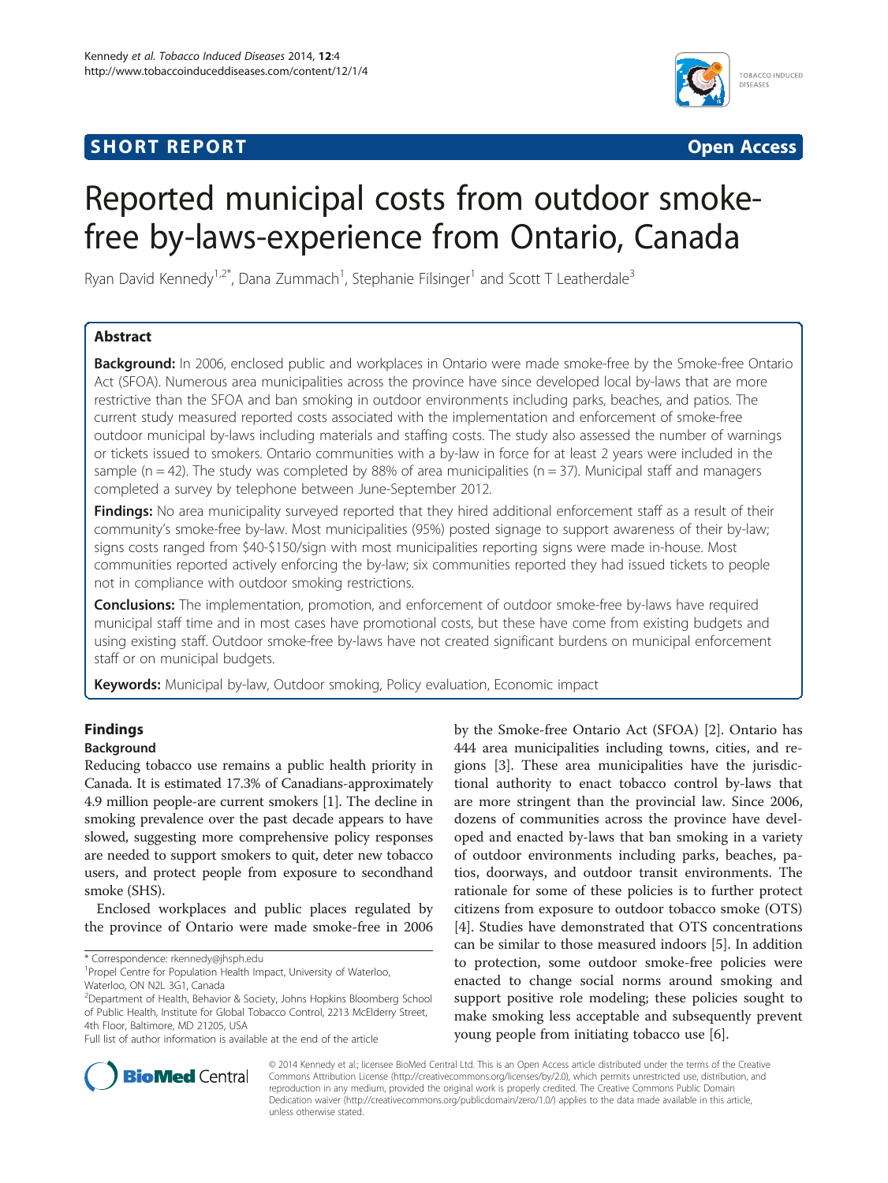**SHORT REPORT** **Open Access**

# Reported municipal costs from outdoor smoke-free by-laws-experience from Ontario, Canada

Ryan David Kennedy[1,2*], Dana Zummach[1], Stephanie Filsinger[1] and Scott T Leatherdale[3]

## Abstract

**Background:** In 2006, enclosed public and workplaces in Ontario were made smoke-free by the Smoke-free Ontario Act (SFOA). Numerous area municipalities across the province have since developed local by-laws that are more restrictive than the SFOA and ban smoking in outdoor environments including parks, beaches, and patios. The current study measured reported costs associated with the implementation and enforcement of smoke-free outdoor municipal by-laws including materials and staffing costs. The study also assessed the number of warnings or tickets issued to smokers. Ontario communities with a by-law in force for at least 2 years were included in the sample (n = 42). The study was completed by 88% of area municipalities (n = 37). Municipal staff and managers completed a survey by telephone between June-September 2012.

**Findings:** No area municipality surveyed reported that they hired additional enforcement staff as a result of their community's smoke-free by-law. Most municipalities (95%) posted signage to support awareness of their by-law; signs costs ranged from $40-$150/sign with most municipalities reporting signs were made in-house. Most communities reported actively enforcing the by-law; six communities reported they had issued tickets to people not in compliance with outdoor smoking restrictions.

**Conclusions:** The implementation, promotion, and enforcement of outdoor smoke-free by-laws have required municipal staff time and in most cases have promotional costs, but these have come from existing budgets and using existing staff. Outdoor smoke-free by-laws have not created significant burdens on municipal enforcement staff or on municipal budgets.

**Keywords:** Municipal by-law, Outdoor smoking, Policy evaluation, Economic impact

## Findings

### Background

Reducing tobacco use remains a public health priority in Canada. It is estimated 17.3% of Canadians-approximately 4.9 million people-are current smokers [1]. The decline in smoking prevalence over the past decade appears to have slowed, suggesting more comprehensive policy responses are needed to support smokers to quit, deter new tobacco users, and protect people from exposure to secondhand smoke (SHS).

Enclosed workplaces and public places regulated by the province of Ontario were made smoke-free in 2006 by the Smoke-free Ontario Act (SFOA) [2]. Ontario has 444 area municipalities including towns, cities, and regions [3]. These area municipalities have the jurisdictional authority to enact tobacco control by-laws that are more stringent than the provincial law. Since 2006, dozens of communities across the province have developed and enacted by-laws that ban smoking in a variety of outdoor environments including parks, beaches, patios, doorways, and outdoor transit environments. The rationale for some of these policies is to further protect citizens from exposure to outdoor tobacco smoke (OTS) [4]. Studies have demonstrated that OTS concentrations can be similar to those measured indoors [5]. In addition to protection, some outdoor smoke-free policies were enacted to change social norms around smoking and support positive role modeling; these policies sought to make smoking less acceptable and subsequently prevent young people from initiating tobacco use [6].

\* Correspondence: rkennedy@jhsph.edu

[1]Propel Centre for Population Health Impact, University of Waterloo, Waterloo, ON N2L 3G1, Canada

[2]Department of Health, Behavior & Society, Johns Hopkins Bloomberg School of Public Health, Institute for Global Tobacco Control, 2213 McElderry Street, 4th Floor, Baltimore, MD 21205, USA

Full list of author information is available at the end of the article

© 2014 Kennedy et al.; licensee BioMed Central Ltd. This is an Open Access article distributed under the terms of the Creative Commons Attribution License (http://creativecommons.org/licenses/by/2.0), which permits unrestricted use, distribution, and reproduction in any medium, provided the original work is properly credited. The Creative Commons Public Domain Dedication waiver (http://creativecommons.org/publicdomain/zero/1.0/) applies to the data made available in this article, unless otherwise stated.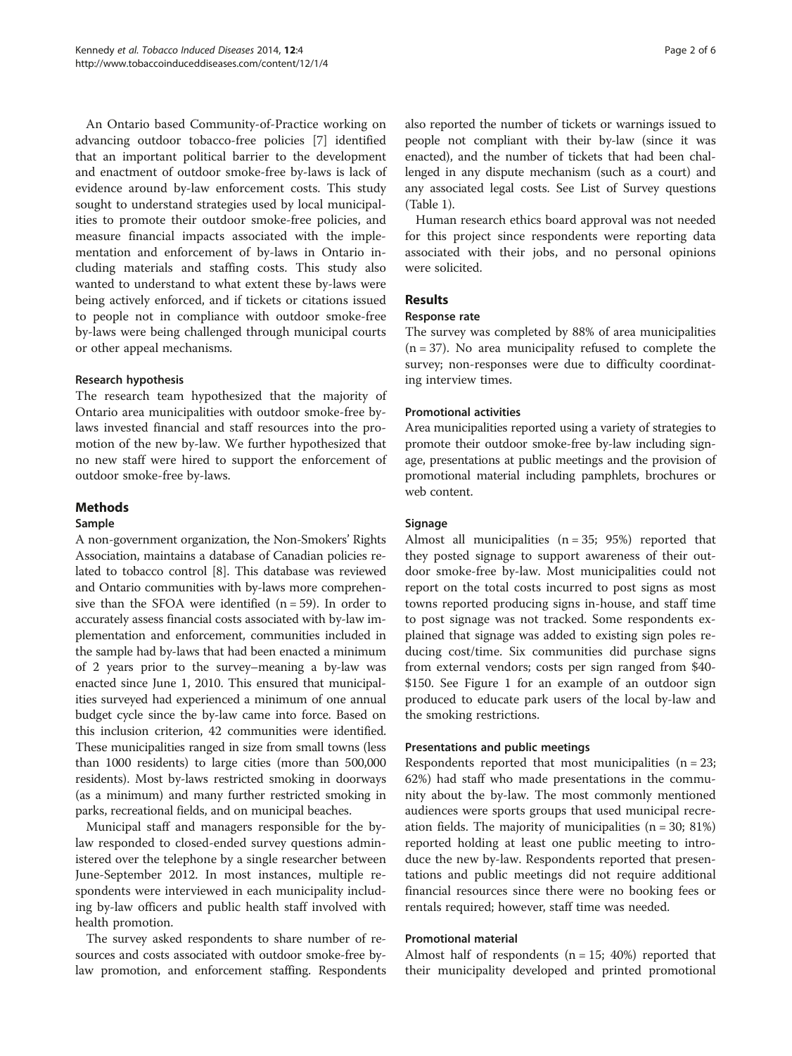An Ontario based Community-of-Practice working on advancing outdoor tobacco-free policies [7] identified that an important political barrier to the development and enactment of outdoor smoke-free by-laws is lack of evidence around by-law enforcement costs. This study sought to understand strategies used by local municipalities to promote their outdoor smoke-free policies, and measure financial impacts associated with the implementation and enforcement of by-laws in Ontario including materials and staffing costs. This study also wanted to understand to what extent these by-laws were being actively enforced, and if tickets or citations issued to people not in compliance with outdoor smoke-free by-laws were being challenged through municipal courts or other appeal mechanisms.

### Research hypothesis

The research team hypothesized that the majority of Ontario area municipalities with outdoor smoke-free by-laws invested financial and staff resources into the promotion of the new by-law. We further hypothesized that no new staff were hired to support the enforcement of outdoor smoke-free by-laws.

## Methods

### Sample

A non-government organization, the Non-Smokers' Rights Association, maintains a database of Canadian policies related to tobacco control [8]. This database was reviewed and Ontario communities with by-laws more comprehensive than the SFOA were identified (n = 59). In order to accurately assess financial costs associated with by-law implementation and enforcement, communities included in the sample had by-laws that had been enacted a minimum of 2 years prior to the survey–meaning a by-law was enacted since June 1, 2010. This ensured that municipalities surveyed had experienced a minimum of one annual budget cycle since the by-law came into force. Based on this inclusion criterion, 42 communities were identified. These municipalities ranged in size from small towns (less than 1000 residents) to large cities (more than 500,000 residents). Most by-laws restricted smoking in doorways (as a minimum) and many further restricted smoking in parks, recreational fields, and on municipal beaches.

Municipal staff and managers responsible for the by-law responded to closed-ended survey questions administered over the telephone by a single researcher between June-September 2012. In most instances, multiple respondents were interviewed in each municipality including by-law officers and public health staff involved with health promotion.

The survey asked respondents to share number of resources and costs associated with outdoor smoke-free by-law promotion, and enforcement staffing. Respondents also reported the number of tickets or warnings issued to people not compliant with their by-law (since it was enacted), and the number of tickets that had been challenged in any dispute mechanism (such as a court) and any associated legal costs. See List of Survey questions (Table 1).

Human research ethics board approval was not needed for this project since respondents were reporting data associated with their jobs, and no personal opinions were solicited.

## Results

### Response rate

The survey was completed by 88% of area municipalities (n = 37). No area municipality refused to complete the survey; non-responses were due to difficulty coordinating interview times.

### Promotional activities

Area municipalities reported using a variety of strategies to promote their outdoor smoke-free by-law including signage, presentations at public meetings and the provision of promotional material including pamphlets, brochures or web content.

### Signage

Almost all municipalities (n = 35; 95%) reported that they posted signage to support awareness of their outdoor smoke-free by-law. Most municipalities could not report on the total costs incurred to post signs as most towns reported producing signs in-house, and staff time to post signage was not tracked. Some respondents explained that signage was added to existing sign poles reducing cost/time. Six communities did purchase signs from external vendors; costs per sign ranged from $40-$150. See Figure 1 for an example of an outdoor sign produced to educate park users of the local by-law and the smoking restrictions.

### Presentations and public meetings

Respondents reported that most municipalities (n = 23; 62%) had staff who made presentations in the community about the by-law. The most commonly mentioned audiences were sports groups that used municipal recreation fields. The majority of municipalities (n = 30; 81%) reported holding at least one public meeting to introduce the new by-law. Respondents reported that presentations and public meetings did not require additional financial resources since there were no booking fees or rentals required; however, staff time was needed.

### Promotional material

Almost half of respondents (n = 15; 40%) reported that their municipality developed and printed promotional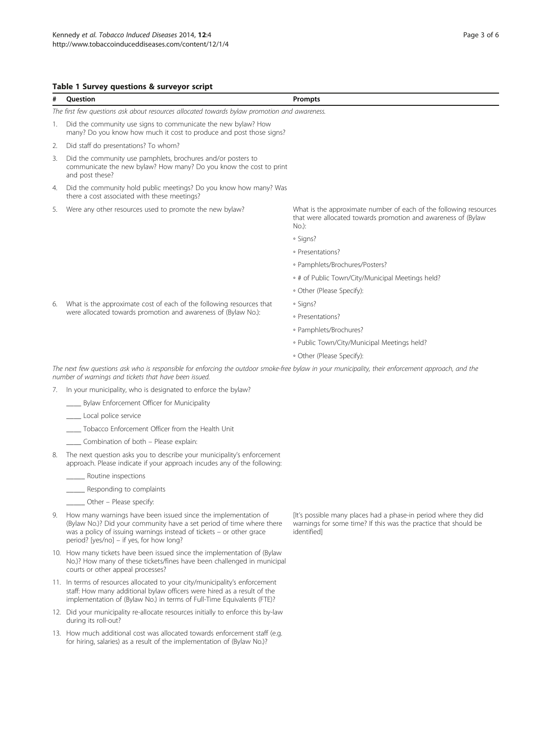**Table 1 Survey questions & surveyor script**

| # | Question | Prompts |
|---|---|---|
| *The first few questions ask about resources allocated towards bylaw promotion and awareness.* | | |
| 1. | Did the community use signs to communicate the new bylaw? How many? Do you know how much it cost to produce and post those signs? | |
| 2. | Did staff do presentations? To whom? | |
| 3. | Did the community use pamphlets, brochures and/or posters to communicate the new bylaw? How many? Do you know the cost to print and post these? | |
| 4. | Did the community hold public meetings? Do you know how many? Was there a cost associated with these meetings? | |
| 5. | Were any other resources used to promote the new bylaw? | What is the approximate number of each of the following resources that were allocated towards promotion and awareness of (Bylaw No.): |
| | | ◦ Signs? |
| | | ◦ Presentations? |
| | | ◦ Pamphlets/Brochures/Posters? |
| | | ◦ # of Public Town/City/Municipal Meetings held? |
| | | ◦ Other (Please Specify): |
| 6. | What is the approximate cost of each of the following resources that were allocated towards promotion and awareness of (Bylaw No.): | ◦ Signs? |
| | | ◦ Presentations? |
| | | ◦ Pamphlets/Brochures? |
| | | ◦ Public Town/City/Municipal Meetings held? |
| | | ◦ Other (Please Specify): |
| *The next few questions ask who is responsible for enforcing the outdoor smoke-free bylaw in your municipality, their enforcement approach, and the number of warnings and tickets that have been issued.* | | |
| 7. | In your municipality, who is designated to enforce the bylaw? | |
| | _____ Bylaw Enforcement Officer for Municipality | |
| | _____ Local police service | |
| | _____ Tobacco Enforcement Officer from the Health Unit | |
| | _____ Combination of both – Please explain: | |
| 8. | The next question asks you to describe your municipality's enforcement approach. Please indicate if your approach incudes any of the following: | |
| | ______ Routine inspections | |
| | ______ Responding to complaints | |
| | ______ Other – Please specify: | |
| 9. | How many warnings have been issued since the implementation of (Bylaw No.)? Did your community have a set period of time where there was a policy of issuing warnings instead of tickets – or other grace period? [yes/no] – if yes, for how long? | [It's possible many places had a phase-in period where they did warnings for some time? If this was the practice that should be identified] |
| 10. | How many tickets have been issued since the implementation of (Bylaw No.)? How many of these tickets/fines have been challenged in municipal courts or other appeal processes? | |
| 11. | In terms of resources allocated to your city/municipality's enforcement staff: How many additional bylaw officers were hired as a result of the implementation of (Bylaw No.) in terms of Full-Time Equivalents (FTE)? | |
| 12. | Did your municipality re-allocate resources initially to enforce this by-law during its roll-out? | |
| 13. | How much additional cost was allocated towards enforcement staff (e.g. for hiring, salaries) as a result of the implementation of (Bylaw No.)? | |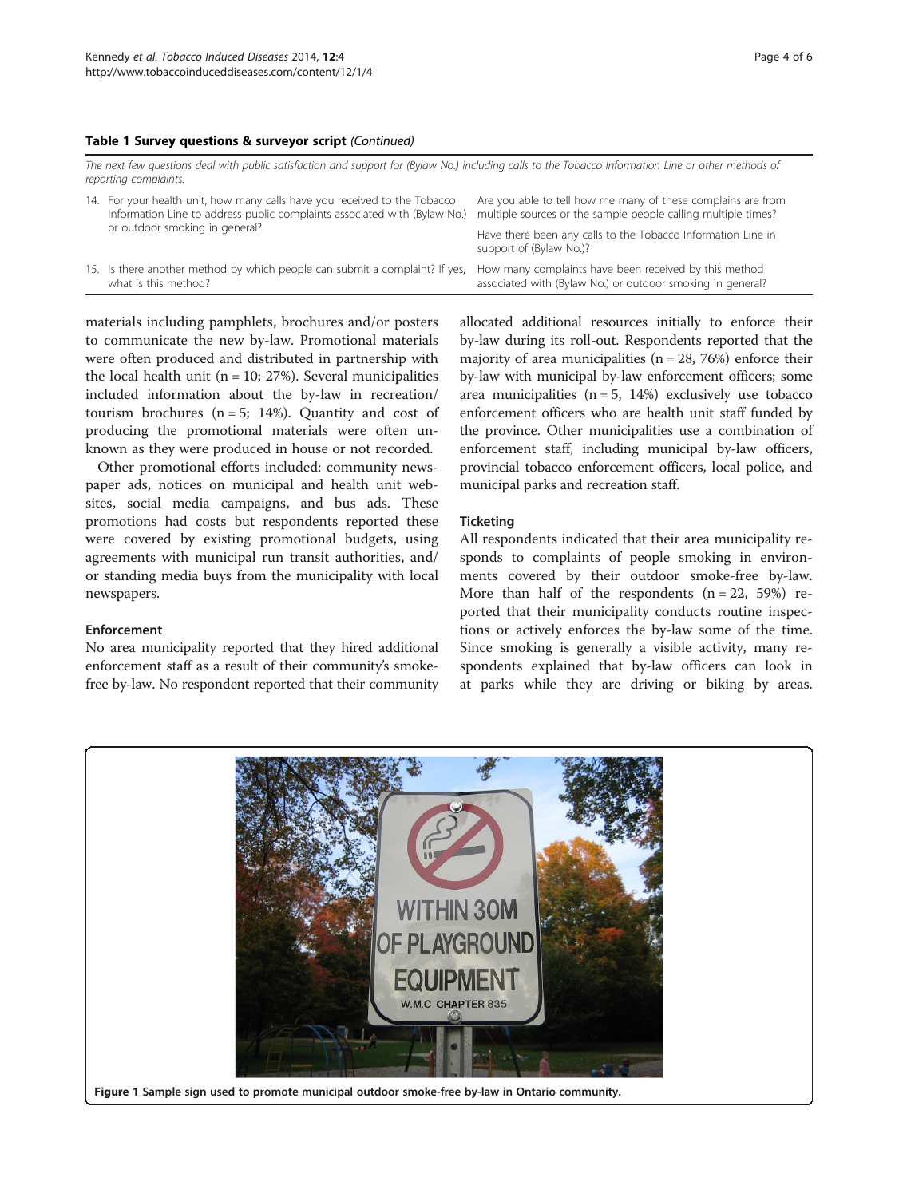**Table 1 Survey questions & surveyor script** *(Continued)*

| *The next few questions deal with public satisfaction and support for (Bylaw No.) including calls to the Tobacco Information Line or other methods of reporting complaints.* | |
|---|---|
| 14. For your health unit, how many calls have you received to the Tobacco Information Line to address public complaints associated with (Bylaw No.) or outdoor smoking in general? | Are you able to tell how me many of these complains are from multiple sources or the sample people calling multiple times? |
| | Have there been any calls to the Tobacco Information Line in support of (Bylaw No.)? |
| 15. Is there another method by which people can submit a complaint? If yes, what is this method? | How many complaints have been received by this method associated with (Bylaw No.) or outdoor smoking in general? |

materials including pamphlets, brochures and/or posters to communicate the new by-law. Promotional materials were often produced and distributed in partnership with the local health unit (n = 10; 27%). Several municipalities included information about the by-law in recreation/tourism brochures (n = 5; 14%). Quantity and cost of producing the promotional materials were often unknown as they were produced in house or not recorded.

Other promotional efforts included: community newspaper ads, notices on municipal and health unit websites, social media campaigns, and bus ads. These promotions had costs but respondents reported these were covered by existing promotional budgets, using agreements with municipal run transit authorities, and/or standing media buys from the municipality with local newspapers.

### Enforcement

No area municipality reported that they hired additional enforcement staff as a result of their community's smoke-free by-law. No respondent reported that their community allocated additional resources initially to enforce their by-law during its roll-out. Respondents reported that the majority of area municipalities (n = 28, 76%) enforce their by-law with municipal by-law enforcement officers; some area municipalities (n = 5, 14%) exclusively use tobacco enforcement officers who are health unit staff funded by the province. Other municipalities use a combination of enforcement staff, including municipal by-law officers, provincial tobacco enforcement officers, local police, and municipal parks and recreation staff.

### Ticketing

All respondents indicated that their area municipality responds to complaints of people smoking in environments covered by their outdoor smoke-free by-law. More than half of the respondents (n = 22, 59%) reported that their municipality conducts routine inspections or actively enforces the by-law some of the time. Since smoking is generally a visible activity, many respondents explained that by-law officers can look in at parks while they are driving or biking by areas.

**Figure 1** Sample sign used to promote municipal outdoor smoke-free by-law in Ontario community.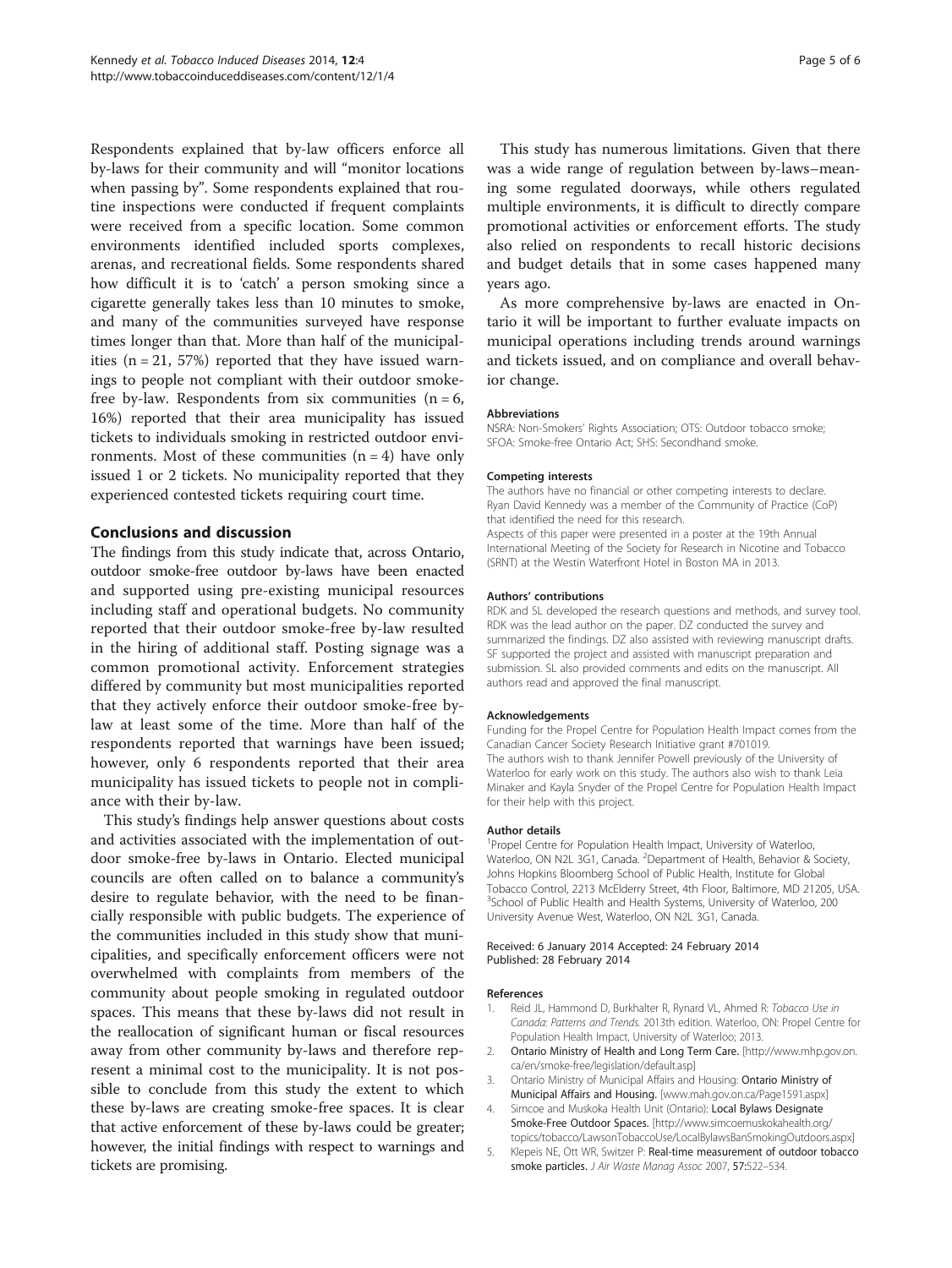Respondents explained that by-law officers enforce all by-laws for their community and will "monitor locations when passing by". Some respondents explained that routine inspections were conducted if frequent complaints were received from a specific location. Some common environments identified included sports complexes, arenas, and recreational fields. Some respondents shared how difficult it is to 'catch' a person smoking since a cigarette generally takes less than 10 minutes to smoke, and many of the communities surveyed have response times longer than that. More than half of the municipalities (n = 21, 57%) reported that they have issued warnings to people not compliant with their outdoor smoke-free by-law. Respondents from six communities (n = 6, 16%) reported that their area municipality has issued tickets to individuals smoking in restricted outdoor environments. Most of these communities (n = 4) have only issued 1 or 2 tickets. No municipality reported that they experienced contested tickets requiring court time.

## Conclusions and discussion

The findings from this study indicate that, across Ontario, outdoor smoke-free outdoor by-laws have been enacted and supported using pre-existing municipal resources including staff and operational budgets. No community reported that their outdoor smoke-free by-law resulted in the hiring of additional staff. Posting signage was a common promotional activity. Enforcement strategies differed by community but most municipalities reported that they actively enforce their outdoor smoke-free by-law at least some of the time. More than half of the respondents reported that warnings have been issued; however, only 6 respondents reported that their area municipality has issued tickets to people not in compliance with their by-law.

This study's findings help answer questions about costs and activities associated with the implementation of outdoor smoke-free by-laws in Ontario. Elected municipal councils are often called on to balance a community's desire to regulate behavior, with the need to be financially responsible with public budgets. The experience of the communities included in this study show that municipalities, and specifically enforcement officers were not overwhelmed with complaints from members of the community about people smoking in regulated outdoor spaces. This means that these by-laws did not result in the reallocation of significant human or fiscal resources away from other community by-laws and therefore represent a minimal cost to the municipality. It is not possible to conclude from this study the extent to which these by-laws are creating smoke-free spaces. It is clear that active enforcement of these by-laws could be greater; however, the initial findings with respect to warnings and tickets are promising.

This study has numerous limitations. Given that there was a wide range of regulation between by-laws–meaning some regulated doorways, while others regulated multiple environments, it is difficult to directly compare promotional activities or enforcement efforts. The study also relied on respondents to recall historic decisions and budget details that in some cases happened many years ago.

As more comprehensive by-laws are enacted in Ontario it will be important to further evaluate impacts on municipal operations including trends around warnings and tickets issued, and on compliance and overall behavior change.

#### Abbreviations

NSRA: Non-Smokers' Rights Association; OTS: Outdoor tobacco smoke; SFOA: Smoke-free Ontario Act; SHS: Secondhand smoke.

#### Competing interests

The authors have no financial or other competing interests to declare. Ryan David Kennedy was a member of the Community of Practice (CoP) that identified the need for this research.
Aspects of this paper were presented in a poster at the 19th Annual International Meeting of the Society for Research in Nicotine and Tobacco (SRNT) at the Westin Waterfront Hotel in Boston MA in 2013.

#### Authors' contributions

RDK and SL developed the research questions and methods, and survey tool. RDK was the lead author on the paper. DZ conducted the survey and summarized the findings. DZ also assisted with reviewing manuscript drafts. SF supported the project and assisted with manuscript preparation and submission. SL also provided comments and edits on the manuscript. All authors read and approved the final manuscript.

#### Acknowledgements

Funding for the Propel Centre for Population Health Impact comes from the Canadian Cancer Society Research Initiative grant #701019.
The authors wish to thank Jennifer Powell previously of the University of Waterloo for early work on this study. The authors also wish to thank Leia Minaker and Kayla Snyder of the Propel Centre for Population Health Impact for their help with this project.

#### Author details

[1]Propel Centre for Population Health Impact, University of Waterloo, Waterloo, ON N2L 3G1, Canada. [2]Department of Health, Behavior & Society, Johns Hopkins Bloomberg School of Public Health, Institute for Global Tobacco Control, 2213 McElderry Street, 4th Floor, Baltimore, MD 21205, USA. [3]School of Public Health and Health Systems, University of Waterloo, 200 University Avenue West, Waterloo, ON N2L 3G1, Canada.

Received: 6 January 2014 Accepted: 24 February 2014
Published: 28 February 2014

#### References

1. Reid JL, Hammond D, Burkhalter R, Rynard VL, Ahmed R: *Tobacco Use in Canada: Patterns and Trends.* 2013th edition. Waterloo, ON: Propel Centre for Population Health Impact, University of Waterloo; 2013.
2. **Ontario Ministry of Health and Long Term Care.** [http://www.mhp.gov.on.ca/en/smoke-free/legislation/default.asp]
3. Ontario Ministry of Municipal Affairs and Housing: **Ontario Ministry of Municipal Affairs and Housing.** [www.mah.gov.on.ca/Page1591.aspx]
4. Simcoe and Muskoka Health Unit (Ontario): **Local Bylaws Designate Smoke-Free Outdoor Spaces.** [http://www.simcoemuskokahealth.org/topics/tobacco/LawsonTobaccoUse/LocalBylawsBanSmokingOutdoors.aspx]
5. Klepeis NE, Ott WR, Switzer P: **Real-time measurement of outdoor tobacco smoke particles.** *J Air Waste Manag Assoc* 2007, **57**:522–534.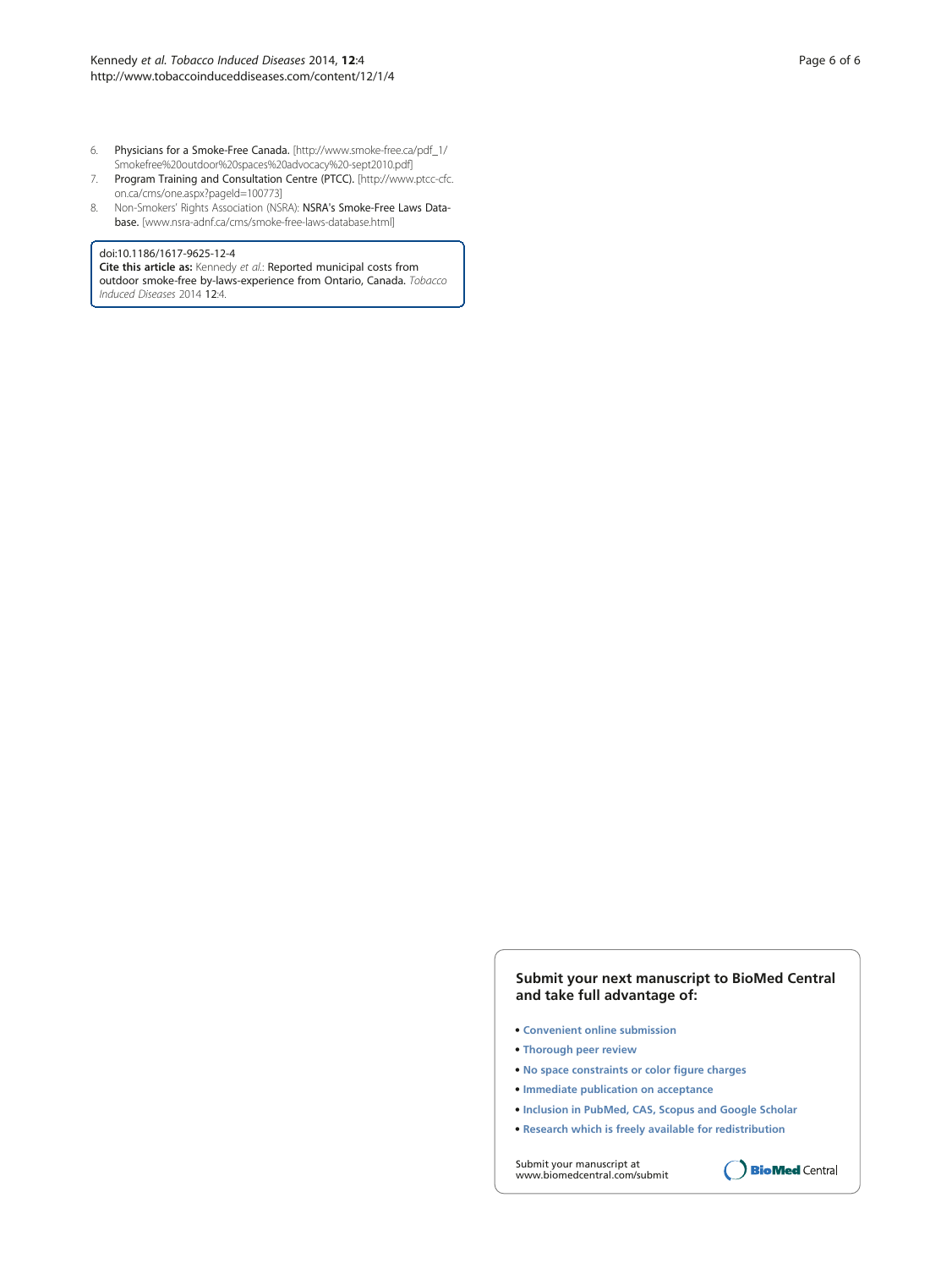6. **Physicians for a Smoke-Free Canada.** [http://www.smoke-free.ca/pdf_1/Smokefree%20outdoor%20spaces%20advocacy%20-sept2010.pdf]
7. **Program Training and Consultation Centre (PTCC).** [http://www.ptcc-cfc.on.ca/cms/one.aspx?pageId=100773]
8. Non-Smokers' Rights Association (NSRA): **NSRA's Smoke-Free Laws Database.** [www.nsra-adnf.ca/cms/smoke-free-laws-database.html]

doi:10.1186/1617-9625-12-4
**Cite this article as:** Kennedy *et al.*: Reported municipal costs from outdoor smoke-free by-laws-experience from Ontario, Canada. *Tobacco Induced Diseases* 2014 **12**:4.

**Submit your next manuscript to BioMed Central and take full advantage of:**

- **Convenient online submission**
- **Thorough peer review**
- **No space constraints or color figure charges**
- **Immediate publication on acceptance**
- **Inclusion in PubMed, CAS, Scopus and Google Scholar**
- **Research which is freely available for redistribution**

Submit your manuscript at
www.biomedcentral.com/submit

BioMed Central